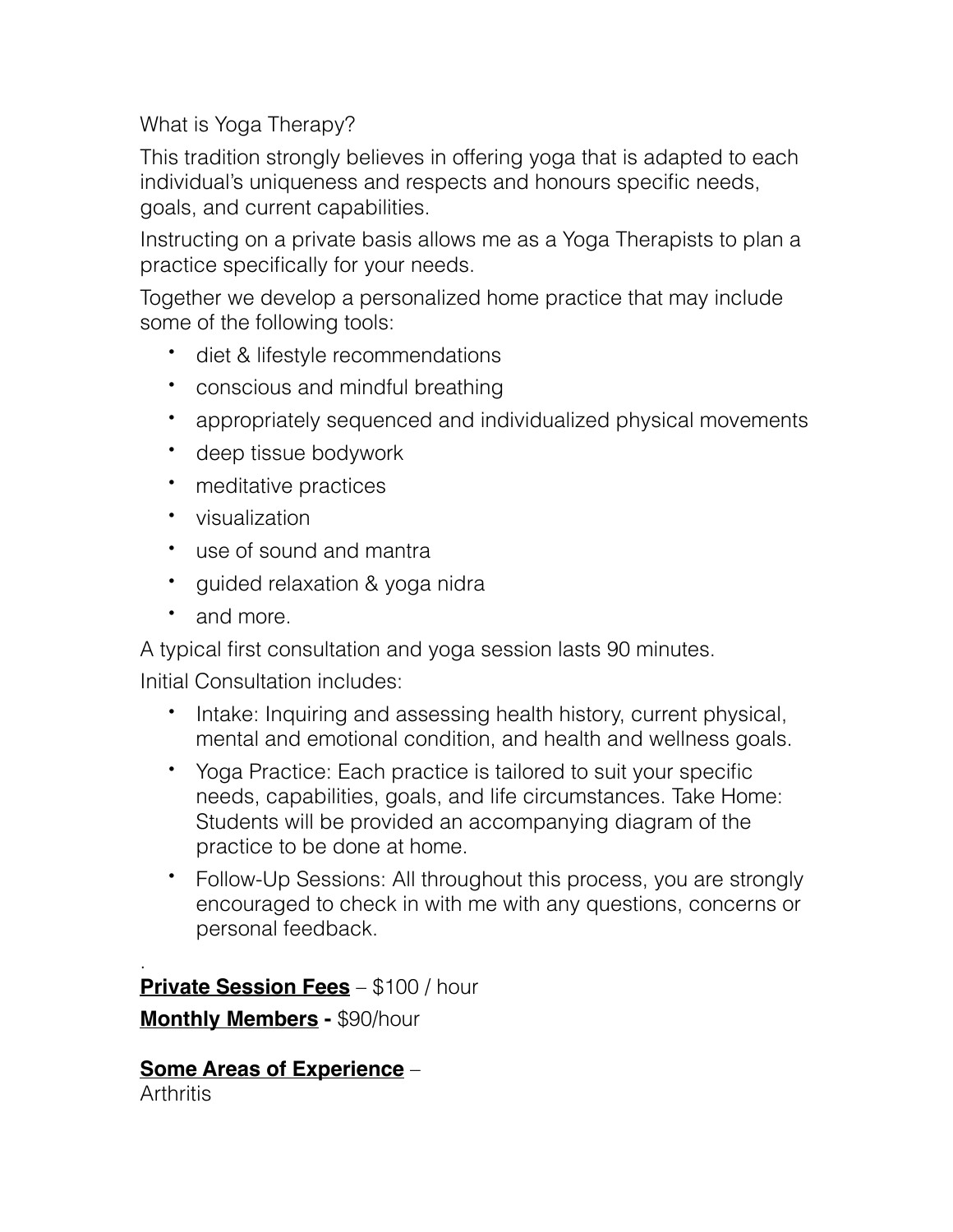What is Yoga Therapy?

This tradition strongly believes in offering yoga that is adapted to each individual's uniqueness and respects and honours specific needs, goals, and current capabilities.

Instructing on a private basis allows me as a Yoga Therapists to plan a practice specifically for your needs.

Together we develop a personalized home practice that may include some of the following tools:

- diet & lifestyle recommendations
- conscious and mindful breathing
- appropriately sequenced and individualized physical movements
- deep tissue bodywork
- meditative practices
- visualization
- use of sound and mantra
- guided relaxation & yoga nidra
- and more.

A typical first consultation and yoga session lasts 90 minutes.

Initial Consultation includes:

- Intake: Inquiring and assessing health history, current physical, mental and emotional condition, and health and wellness goals.
- Yoga Practice: Each practice is tailored to suit your specific needs, capabilities, goals, and life circumstances. Take Home: Students will be provided an accompanying diagram of the practice to be done at home.
- Follow-Up Sessions: All throughout this process, you are strongly encouraged to check in with me with any questions, concerns or personal feedback.

.

**Private Session Fees** – $100 / hour

**Monthly Members -** $90/hour

**Some Areas of Experience** –

Arthritis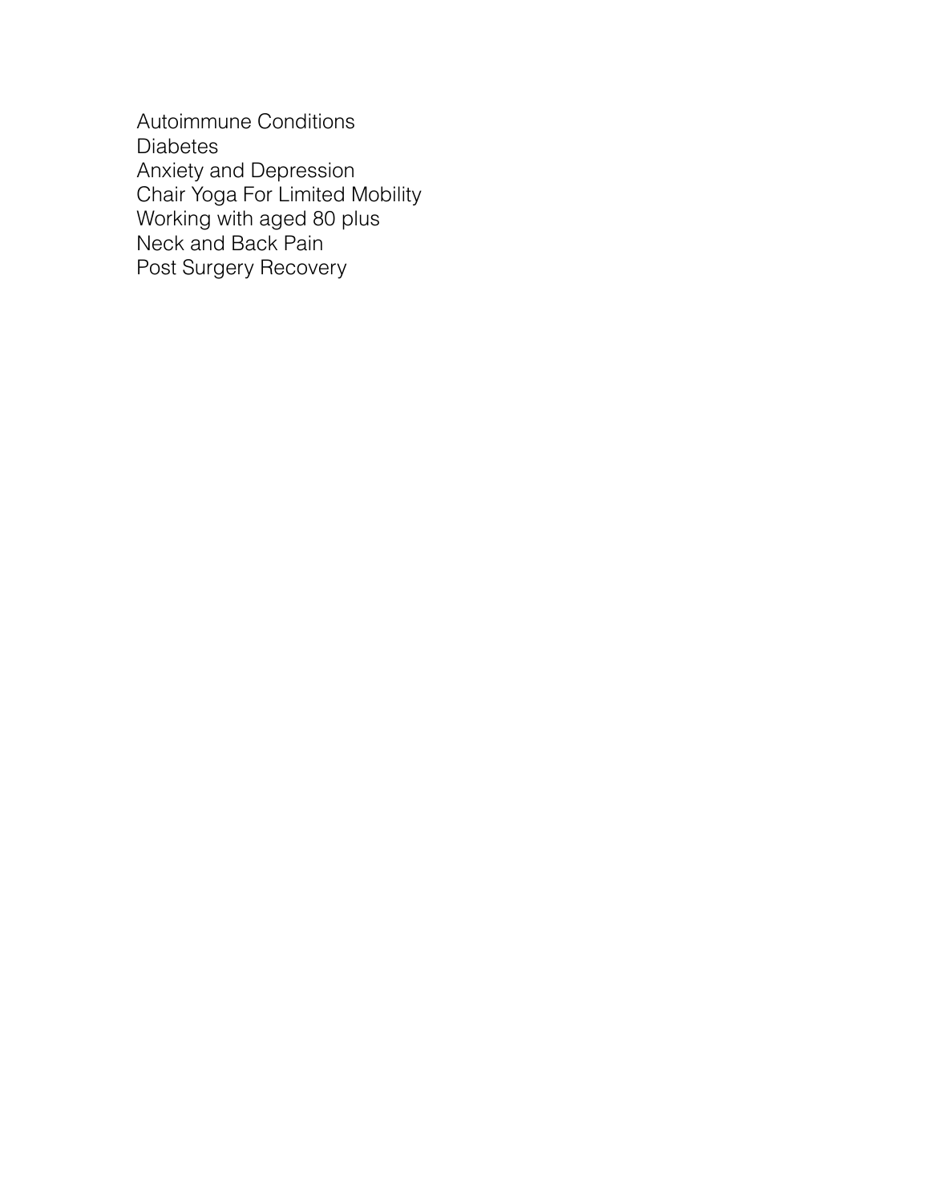Autoimmune Conditions
Diabetes
Anxiety and Depression
Chair Yoga For Limited Mobility
Working with aged 80 plus
Neck and Back Pain
Post Surgery Recovery